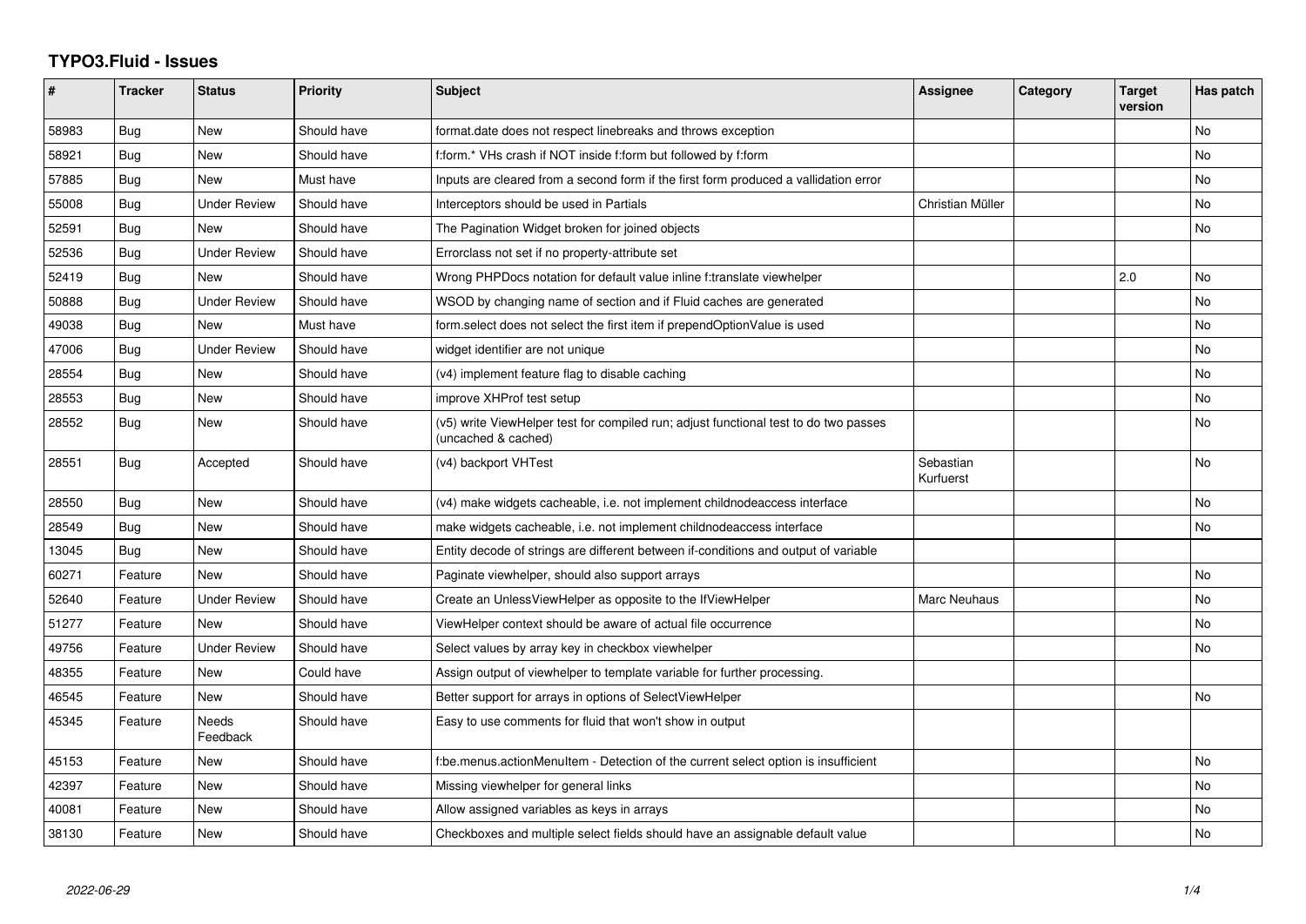# TYPO3.Fluid - Issues

| # | Tracker | Status | Priority | Subject | Assignee | Category | Target version | Has patch |
|---|---|---|---|---|---|---|---|---|
| 58983 | Bug | New | Should have | format.date does not respect linebreaks and throws exception | | | | No |
| 58921 | Bug | New | Should have | f:form.* VHs crash if NOT inside f:form but followed by f:form | | | | No |
| 57885 | Bug | New | Must have | Inputs are cleared from a second form if the first form produced a vallidation error | | | | No |
| 55008 | Bug | Under Review | Should have | Interceptors should be used in Partials | Christian Müller | | | No |
| 52591 | Bug | New | Should have | The Pagination Widget broken for joined objects | | | | No |
| 52536 | Bug | Under Review | Should have | Errorclass not set if no property-attribute set | | | | |
| 52419 | Bug | New | Should have | Wrong PHPDocs notation for default value inline f:translate viewhelper | | | 2.0 | No |
| 50888 | Bug | Under Review | Should have | WSOD by changing name of section and if Fluid caches are generated | | | | No |
| 49038 | Bug | New | Must have | form.select does not select the first item if prependOptionValue is used | | | | No |
| 47006 | Bug | Under Review | Should have | widget identifier are not unique | | | | No |
| 28554 | Bug | New | Should have | (v4) implement feature flag to disable caching | | | | No |
| 28553 | Bug | New | Should have | improve XHProf test setup | | | | No |
| 28552 | Bug | New | Should have | (v5) write ViewHelper test for compiled run; adjust functional test to do two passes (uncached & cached) | | | | No |
| 28551 | Bug | Accepted | Should have | (v4) backport VHTest | Sebastian Kurfuerst | | | No |
| 28550 | Bug | New | Should have | (v4) make widgets cacheable, i.e. not implement childnodeaccess interface | | | | No |
| 28549 | Bug | New | Should have | make widgets cacheable, i.e. not implement childnodeaccess interface | | | | No |
| 13045 | Bug | New | Should have | Entity decode of strings are different between if-conditions and output of variable | | | | |
| 60271 | Feature | New | Should have | Paginate viewhelper, should also support arrays | | | | No |
| 52640 | Feature | Under Review | Should have | Create an UnlessViewHelper as opposite to the IfViewHelper | Marc Neuhaus | | | No |
| 51277 | Feature | New | Should have | ViewHelper context should be aware of actual file occurrence | | | | No |
| 49756 | Feature | Under Review | Should have | Select values by array key in checkbox viewhelper | | | | No |
| 48355 | Feature | New | Could have | Assign output of viewhelper to template variable for further processing. | | | | |
| 46545 | Feature | New | Should have | Better support for arrays in options of SelectViewHelper | | | | No |
| 45345 | Feature | Needs Feedback | Should have | Easy to use comments for fluid that won't show in output | | | | |
| 45153 | Feature | New | Should have | f:be.menus.actionMenuItem - Detection of the current select option is insufficient | | | | No |
| 42397 | Feature | New | Should have | Missing viewhelper for general links | | | | No |
| 40081 | Feature | New | Should have | Allow assigned variables as keys in arrays | | | | No |
| 38130 | Feature | New | Should have | Checkboxes and multiple select fields should have an assignable default value | | | | No |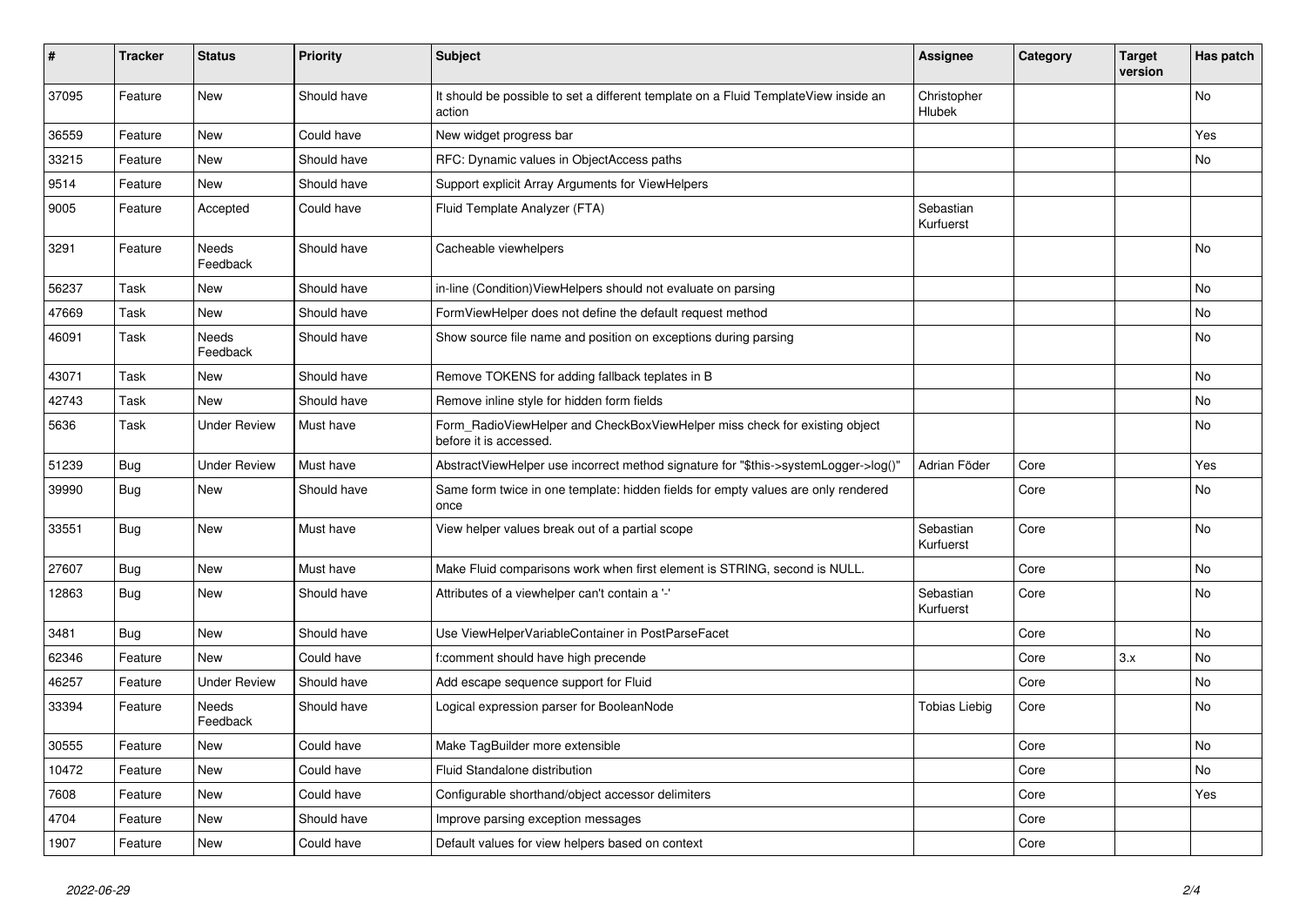| # | Tracker | Status | Priority | Subject | Assignee | Category | Target version | Has patch |
|---|---|---|---|---|---|---|---|---|
| 37095 | Feature | New | Should have | It should be possible to set a different template on a Fluid TemplateView inside an action | Christopher Hlubek | | | No |
| 36559 | Feature | New | Could have | New widget progress bar | | | | Yes |
| 33215 | Feature | New | Should have | RFC: Dynamic values in ObjectAccess paths | | | | No |
| 9514 | Feature | New | Should have | Support explicit Array Arguments for ViewHelpers | | | | |
| 9005 | Feature | Accepted | Could have | Fluid Template Analyzer (FTA) | Sebastian Kurfuerst | | | |
| 3291 | Feature | Needs Feedback | Should have | Cacheable viewhelpers | | | | No |
| 56237 | Task | New | Should have | in-line (Condition)ViewHelpers should not evaluate on parsing | | | | No |
| 47669 | Task | New | Should have | FormViewHelper does not define the default request method | | | | No |
| 46091 | Task | Needs Feedback | Should have | Show source file name and position on exceptions during parsing | | | | No |
| 43071 | Task | New | Should have | Remove TOKENS for adding fallback teplates in B | | | | No |
| 42743 | Task | New | Should have | Remove inline style for hidden form fields | | | | No |
| 5636 | Task | Under Review | Must have | Form_RadioViewHelper and CheckBoxViewHelper miss check for existing object before it is accessed. | | | | No |
| 51239 | Bug | Under Review | Must have | AbstractViewHelper use incorrect method signature for "$this->systemLogger->log()" | Adrian Föder | Core | | Yes |
| 39990 | Bug | New | Should have | Same form twice in one template: hidden fields for empty values are only rendered once | | Core | | No |
| 33551 | Bug | New | Must have | View helper values break out of a partial scope | Sebastian Kurfuerst | Core | | No |
| 27607 | Bug | New | Must have | Make Fluid comparisons work when first element is STRING, second is NULL. | | Core | | No |
| 12863 | Bug | New | Should have | Attributes of a viewhelper can't contain a '-' | Sebastian Kurfuerst | Core | | No |
| 3481 | Bug | New | Should have | Use ViewHelperVariableContainer in PostParseFacet | | Core | | No |
| 62346 | Feature | New | Could have | f:comment should have high precende | | Core | 3.x | No |
| 46257 | Feature | Under Review | Should have | Add escape sequence support for Fluid | | Core | | No |
| 33394 | Feature | Needs Feedback | Should have | Logical expression parser for BooleanNode | Tobias Liebig | Core | | No |
| 30555 | Feature | New | Could have | Make TagBuilder more extensible | | Core | | No |
| 10472 | Feature | New | Could have | Fluid Standalone distribution | | Core | | No |
| 7608 | Feature | New | Could have | Configurable shorthand/object accessor delimiters | | Core | | Yes |
| 4704 | Feature | New | Should have | Improve parsing exception messages | | Core | | |
| 1907 | Feature | New | Could have | Default values for view helpers based on context | | Core | | |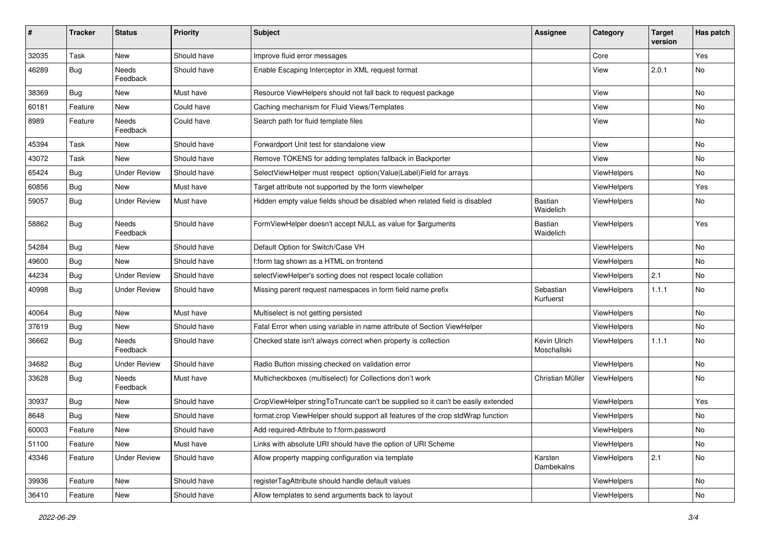| # | Tracker | Status | Priority | Subject | Assignee | Category | Target version | Has patch |
|---|---|---|---|---|---|---|---|---|
| 32035 | Task | New | Should have | Improve fluid error messages | | Core | | Yes |
| 46289 | Bug | Needs Feedback | Should have | Enable Escaping Interceptor in XML request format | | View | 2.0.1 | No |
| 38369 | Bug | New | Must have | Resource ViewHelpers should not fall back to request package | | View | | No |
| 60181 | Feature | New | Could have | Caching mechanism for Fluid Views/Templates | | View | | No |
| 8989 | Feature | Needs Feedback | Could have | Search path for fluid template files | | View | | No |
| 45394 | Task | New | Should have | Forwardport Unit test for standalone view | | View | | No |
| 43072 | Task | New | Should have | Remove TOKENS for adding templates fallback in Backporter | | View | | No |
| 65424 | Bug | Under Review | Should have | SelectViewHelper must respect option(Value\|Label)Field for arrays | | ViewHelpers | | No |
| 60856 | Bug | New | Must have | Target attribute not supported by the form viewhelper | | ViewHelpers | | Yes |
| 59057 | Bug | Under Review | Must have | Hidden empty value fields shoud be disabled when related field is disabled | Bastian Waidelich | ViewHelpers | | No |
| 58862 | Bug | Needs Feedback | Should have | FormViewHelper doesn't accept NULL as value for $arguments | Bastian Waidelich | ViewHelpers | | Yes |
| 54284 | Bug | New | Should have | Default Option for Switch/Case VH | | ViewHelpers | | No |
| 49600 | Bug | New | Should have | f:form tag shown as a HTML on frontend | | ViewHelpers | | No |
| 44234 | Bug | Under Review | Should have | selectViewHelper's sorting does not respect locale collation | | ViewHelpers | 2.1 | No |
| 40998 | Bug | Under Review | Should have | Missing parent request namespaces in form field name prefix | Sebastian Kurfuerst | ViewHelpers | 1.1.1 | No |
| 40064 | Bug | New | Must have | Multiselect is not getting persisted | | ViewHelpers | | No |
| 37619 | Bug | New | Should have | Fatal Error when using variable in name attribute of Section ViewHelper | | ViewHelpers | | No |
| 36662 | Bug | Needs Feedback | Should have | Checked state isn't always correct when property is collection | Kevin Ulrich Moschallski | ViewHelpers | 1.1.1 | No |
| 34682 | Bug | Under Review | Should have | Radio Button missing checked on validation error | | ViewHelpers | | No |
| 33628 | Bug | Needs Feedback | Must have | Multicheckboxes (multiselect) for Collections don't work | Christian Müller | ViewHelpers | | No |
| 30937 | Bug | New | Should have | CropViewHelper stringToTruncate can't be supplied so it can't be easily extended | | ViewHelpers | | Yes |
| 8648 | Bug | New | Should have | format.crop ViewHelper should support all features of the crop stdWrap function | | ViewHelpers | | No |
| 60003 | Feature | New | Should have | Add required-Attribute to f:form.password | | ViewHelpers | | No |
| 51100 | Feature | New | Must have | Links with absolute URI should have the option of URI Scheme | | ViewHelpers | | No |
| 43346 | Feature | Under Review | Should have | Allow property mapping configuration via template | Karsten Dambekalns | ViewHelpers | 2.1 | No |
| 39936 | Feature | New | Should have | registerTagAttribute should handle default values | | ViewHelpers | | No |
| 36410 | Feature | New | Should have | Allow templates to send arguments back to layout | | ViewHelpers | | No |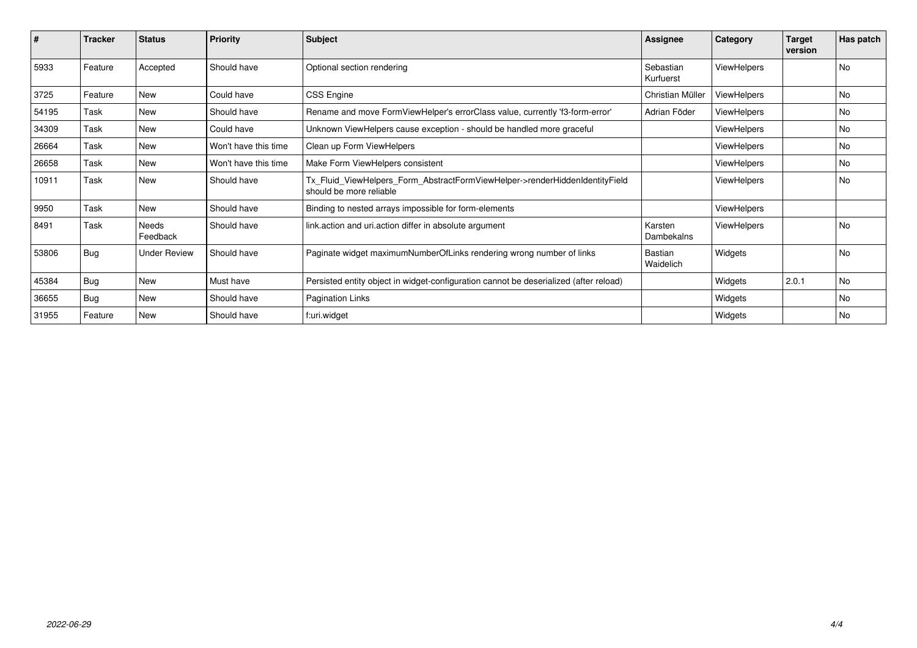| # | Tracker | Status | Priority | Subject | Assignee | Category | Target version | Has patch |
|---|---|---|---|---|---|---|---|---|
| 5933 | Feature | Accepted | Should have | Optional section rendering | Sebastian Kurfuerst | ViewHelpers | | No |
| 3725 | Feature | New | Could have | CSS Engine | Christian Müller | ViewHelpers | | No |
| 54195 | Task | New | Should have | Rename and move FormViewHelper's errorClass value, currently 'f3-form-error' | Adrian Föder | ViewHelpers | | No |
| 34309 | Task | New | Could have | Unknown ViewHelpers cause exception - should be handled more graceful | | ViewHelpers | | No |
| 26664 | Task | New | Won't have this time | Clean up Form ViewHelpers | | ViewHelpers | | No |
| 26658 | Task | New | Won't have this time | Make Form ViewHelpers consistent | | ViewHelpers | | No |
| 10911 | Task | New | Should have | Tx_Fluid_ViewHelpers_Form_AbstractFormViewHelper->renderHiddenIdentityField should be more reliable | | ViewHelpers | | No |
| 9950 | Task | New | Should have | Binding to nested arrays impossible for form-elements | | ViewHelpers | | |
| 8491 | Task | Needs Feedback | Should have | link.action and uri.action differ in absolute argument | Karsten Dambekalns | ViewHelpers | | No |
| 53806 | Bug | Under Review | Should have | Paginate widget maximumNumberOfLinks rendering wrong number of links | Bastian Waidelich | Widgets | | No |
| 45384 | Bug | New | Must have | Persisted entity object in widget-configuration cannot be deserialized (after reload) | | Widgets | 2.0.1 | No |
| 36655 | Bug | New | Should have | Pagination Links | | Widgets | | No |
| 31955 | Feature | New | Should have | f:uri.widget | | Widgets | | No |